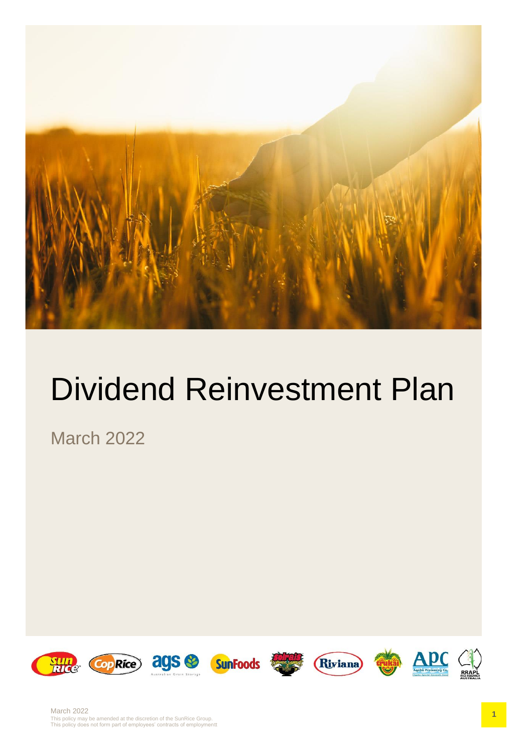# Dividend Reinvestment Plan

March 2022

March 2022
This policy may be amended at the discretion of the SunRice Group.
This policy does not form part of employees' contracts of employmentt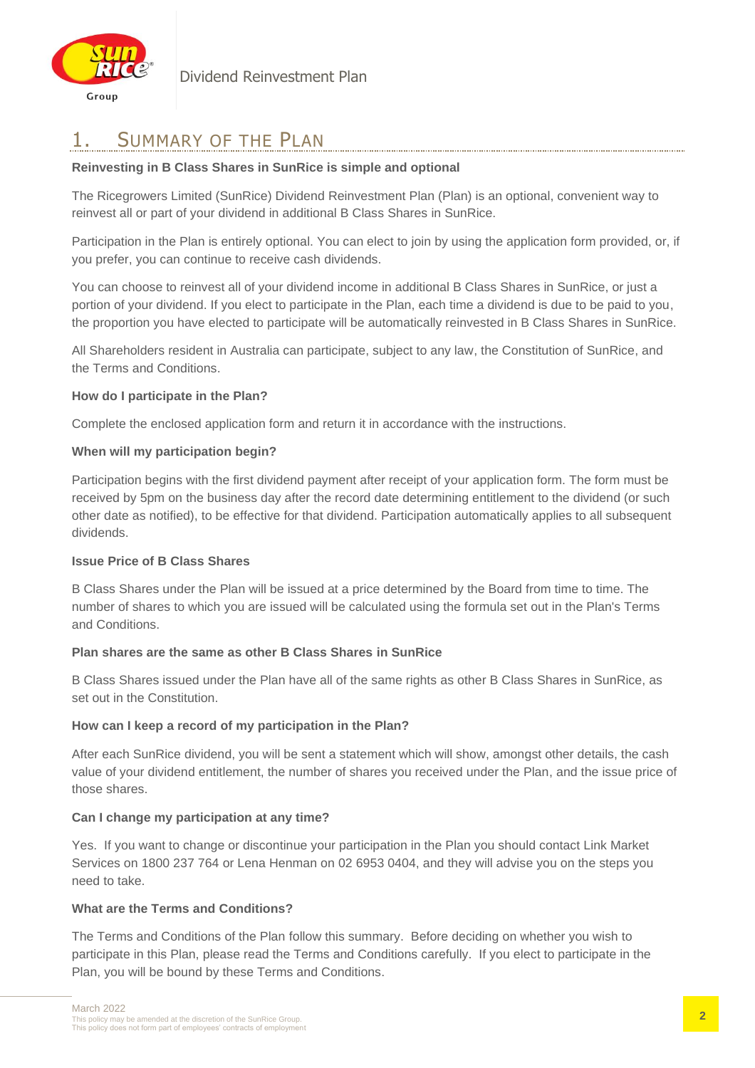# 1. Summary of the Plan

**Reinvesting in B Class Shares in SunRice is simple and optional**

The Ricegrowers Limited (SunRice) Dividend Reinvestment Plan (Plan) is an optional, convenient way to reinvest all or part of your dividend in additional B Class Shares in SunRice.

Participation in the Plan is entirely optional. You can elect to join by using the application form provided, or, if you prefer, you can continue to receive cash dividends.

You can choose to reinvest all of your dividend income in additional B Class Shares in SunRice, or just a portion of your dividend. If you elect to participate in the Plan, each time a dividend is due to be paid to you, the proportion you have elected to participate will be automatically reinvested in B Class Shares in SunRice.

All Shareholders resident in Australia can participate, subject to any law, the Constitution of SunRice, and the Terms and Conditions.

**How do I participate in the Plan?**

Complete the enclosed application form and return it in accordance with the instructions.

**When will my participation begin?**

Participation begins with the first dividend payment after receipt of your application form. The form must be received by 5pm on the business day after the record date determining entitlement to the dividend (or such other date as notified), to be effective for that dividend. Participation automatically applies to all subsequent dividends.

**Issue Price of B Class Shares**

B Class Shares under the Plan will be issued at a price determined by the Board from time to time. The number of shares to which you are issued will be calculated using the formula set out in the Plan's Terms and Conditions.

**Plan shares are the same as other B Class Shares in SunRice**

B Class Shares issued under the Plan have all of the same rights as other B Class Shares in SunRice, as set out in the Constitution.

**How can I keep a record of my participation in the Plan?**

After each SunRice dividend, you will be sent a statement which will show, amongst other details, the cash value of your dividend entitlement, the number of shares you received under the Plan, and the issue price of those shares.

**Can I change my participation at any time?**

Yes. If you want to change or discontinue your participation in the Plan you should contact Link Market Services on 1800 237 764 or Lena Henman on 02 6953 0404, and they will advise you on the steps you need to take.

**What are the Terms and Conditions?**

The Terms and Conditions of the Plan follow this summary. Before deciding on whether you wish to participate in this Plan, please read the Terms and Conditions carefully. If you elect to participate in the Plan, you will be bound by these Terms and Conditions.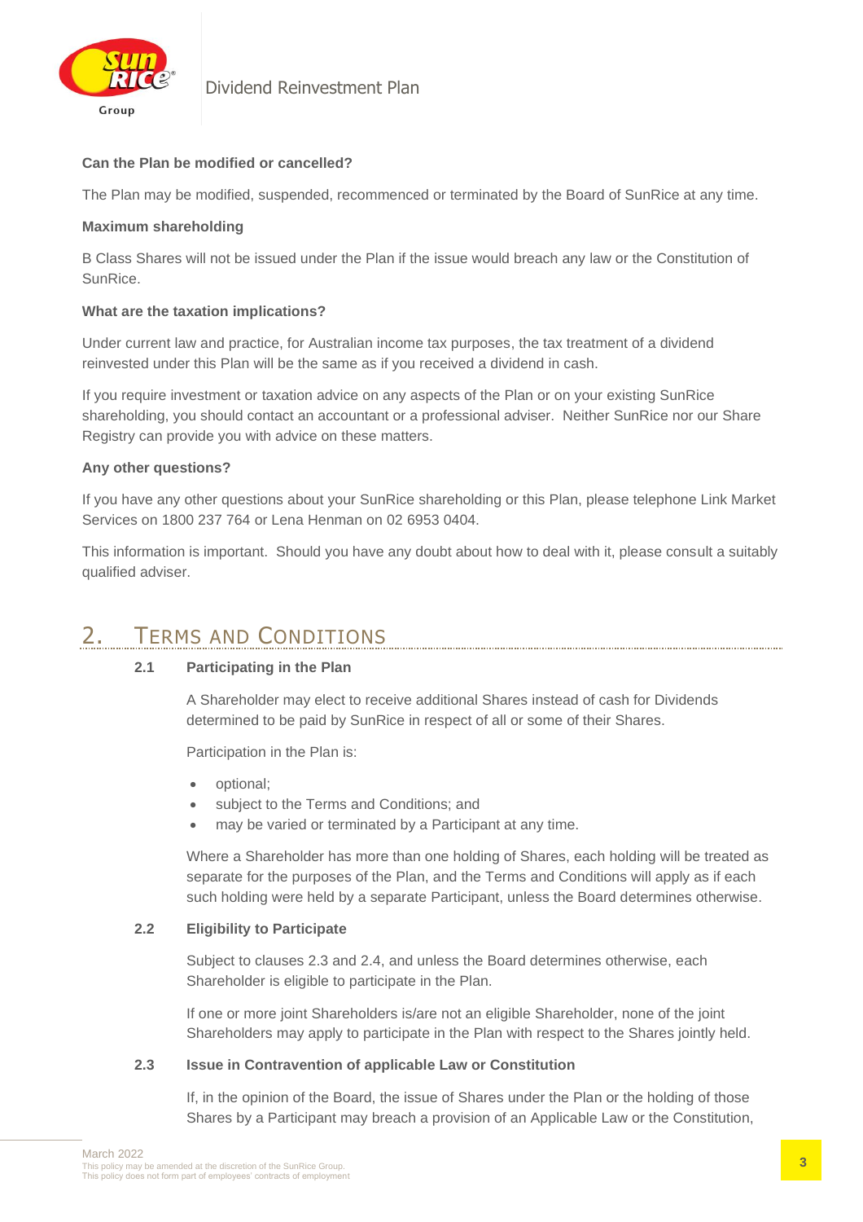**Can the Plan be modified or cancelled?**

The Plan may be modified, suspended, recommenced or terminated by the Board of SunRice at any time.

**Maximum shareholding**

B Class Shares will not be issued under the Plan if the issue would breach any law or the Constitution of SunRice.

**What are the taxation implications?**

Under current law and practice, for Australian income tax purposes, the tax treatment of a dividend reinvested under this Plan will be the same as if you received a dividend in cash.

If you require investment or taxation advice on any aspects of the Plan or on your existing SunRice shareholding, you should contact an accountant or a professional adviser. Neither SunRice nor our Share Registry can provide you with advice on these matters.

**Any other questions?**

If you have any other questions about your SunRice shareholding or this Plan, please telephone Link Market Services on 1800 237 764 or Lena Henman on 02 6953 0404.

This information is important. Should you have any doubt about how to deal with it, please consult a suitably qualified adviser.

## 2. Terms and Conditions

### 2.1 Participating in the Plan

A Shareholder may elect to receive additional Shares instead of cash for Dividends determined to be paid by SunRice in respect of all or some of their Shares.

Participation in the Plan is:

- optional;
- subject to the Terms and Conditions; and
- may be varied or terminated by a Participant at any time.

Where a Shareholder has more than one holding of Shares, each holding will be treated as separate for the purposes of the Plan, and the Terms and Conditions will apply as if each such holding were held by a separate Participant, unless the Board determines otherwise.

### 2.2 Eligibility to Participate

Subject to clauses 2.3 and 2.4, and unless the Board determines otherwise, each Shareholder is eligible to participate in the Plan.

If one or more joint Shareholders is/are not an eligible Shareholder, none of the joint Shareholders may apply to participate in the Plan with respect to the Shares jointly held.

### 2.3 Issue in Contravention of applicable Law or Constitution

If, in the opinion of the Board, the issue of Shares under the Plan or the holding of those Shares by a Participant may breach a provision of an Applicable Law or the Constitution,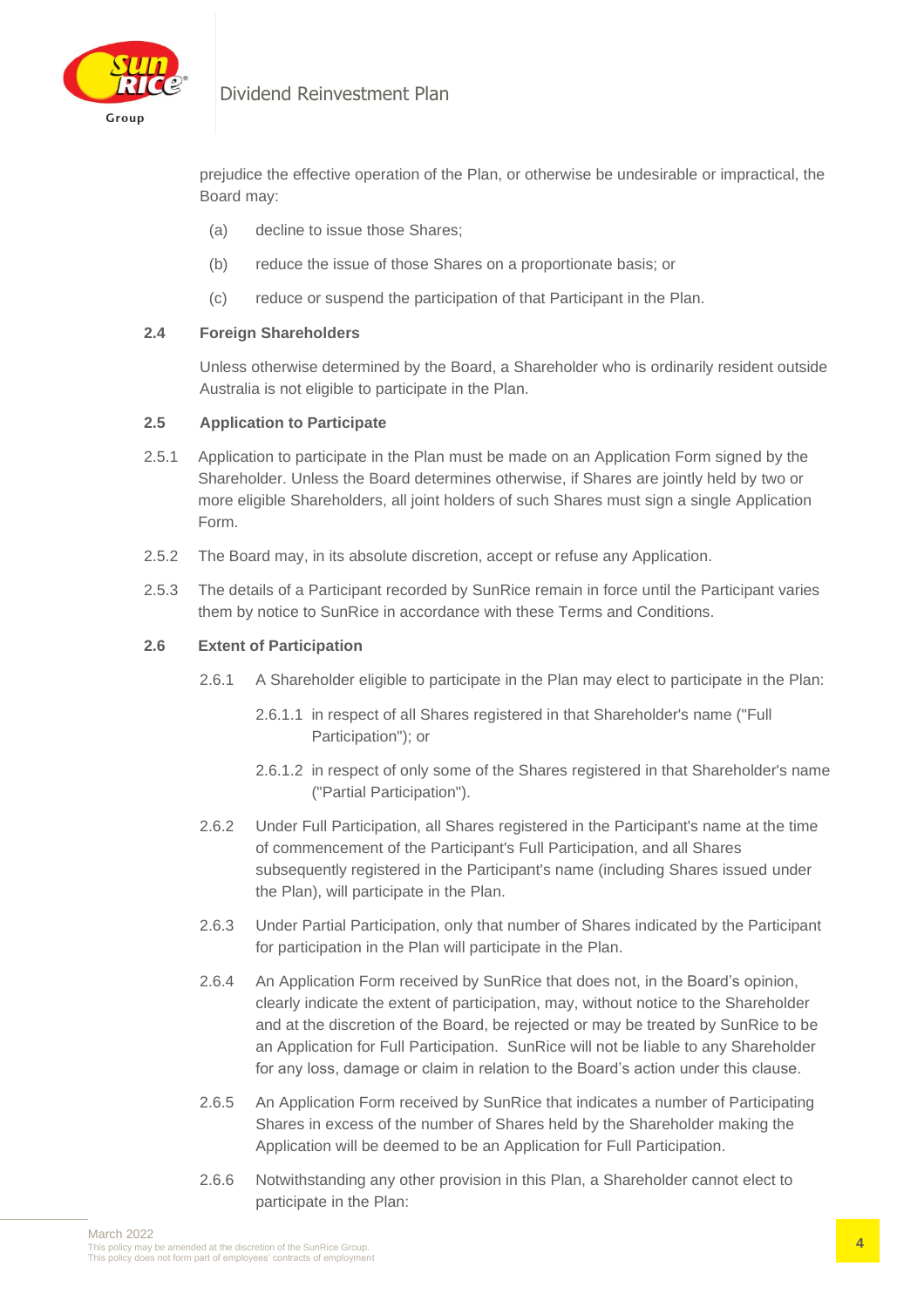prejudice the effective operation of the Plan, or otherwise be undesirable or impractical, the Board may:

(a) decline to issue those Shares;

(b) reduce the issue of those Shares on a proportionate basis; or

(c) reduce or suspend the participation of that Participant in the Plan.

### 2.4 Foreign Shareholders

Unless otherwise determined by the Board, a Shareholder who is ordinarily resident outside Australia is not eligible to participate in the Plan.

### 2.5 Application to Participate

2.5.1 Application to participate in the Plan must be made on an Application Form signed by the Shareholder. Unless the Board determines otherwise, if Shares are jointly held by two or more eligible Shareholders, all joint holders of such Shares must sign a single Application Form.

2.5.2 The Board may, in its absolute discretion, accept or refuse any Application.

2.5.3 The details of a Participant recorded by SunRice remain in force until the Participant varies them by notice to SunRice in accordance with these Terms and Conditions.

### 2.6 Extent of Participation

2.6.1 A Shareholder eligible to participate in the Plan may elect to participate in the Plan:

2.6.1.1 in respect of all Shares registered in that Shareholder's name ("Full Participation"); or

2.6.1.2 in respect of only some of the Shares registered in that Shareholder's name ("Partial Participation").

2.6.2 Under Full Participation, all Shares registered in the Participant's name at the time of commencement of the Participant's Full Participation, and all Shares subsequently registered in the Participant's name (including Shares issued under the Plan), will participate in the Plan.

2.6.3 Under Partial Participation, only that number of Shares indicated by the Participant for participation in the Plan will participate in the Plan.

2.6.4 An Application Form received by SunRice that does not, in the Board's opinion, clearly indicate the extent of participation, may, without notice to the Shareholder and at the discretion of the Board, be rejected or may be treated by SunRice to be an Application for Full Participation. SunRice will not be liable to any Shareholder for any loss, damage or claim in relation to the Board's action under this clause.

2.6.5 An Application Form received by SunRice that indicates a number of Participating Shares in excess of the number of Shares held by the Shareholder making the Application will be deemed to be an Application for Full Participation.

2.6.6 Notwithstanding any other provision in this Plan, a Shareholder cannot elect to participate in the Plan: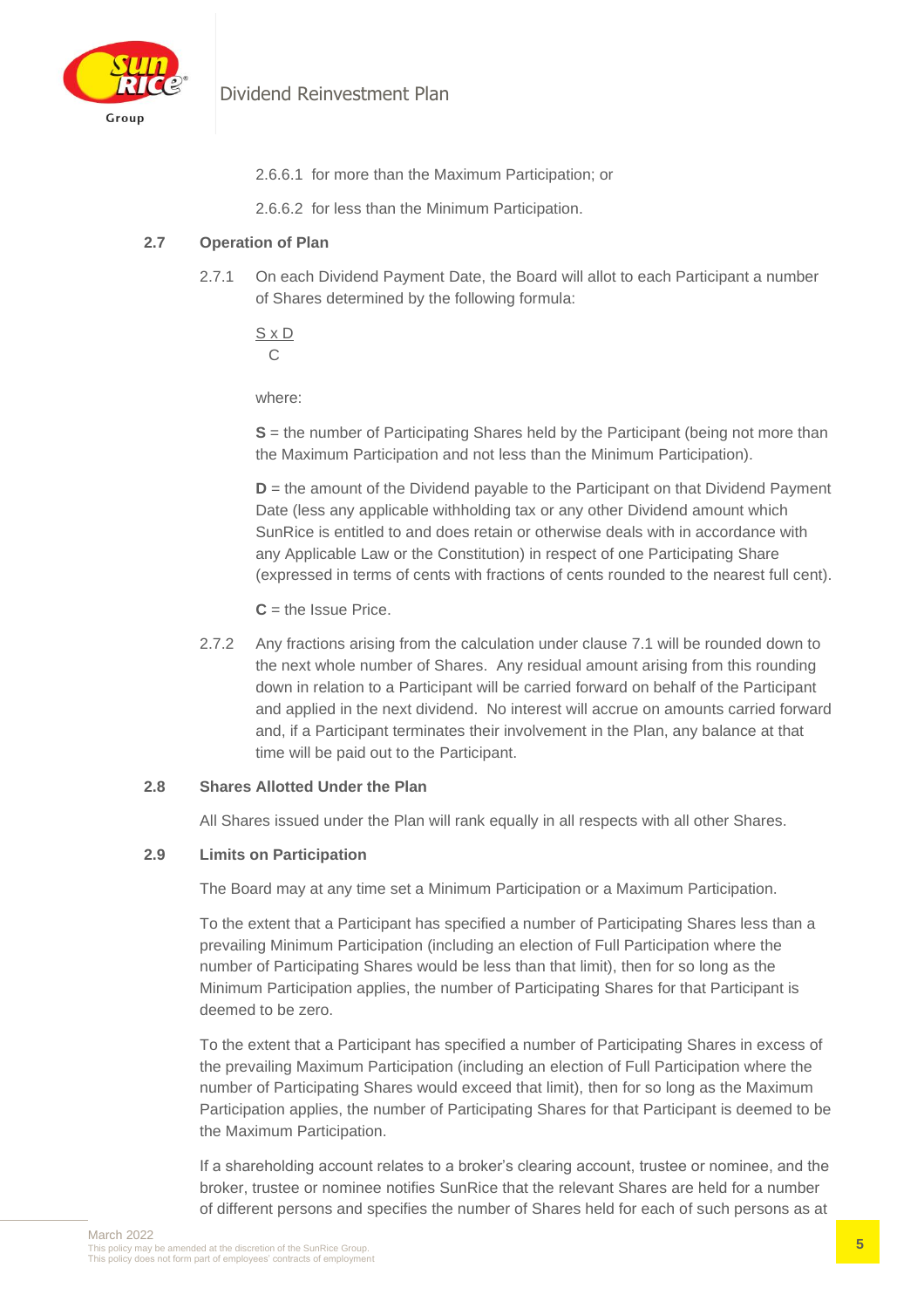2.6.6.1 for more than the Maximum Participation; or

2.6.6.2 for less than the Minimum Participation.

### 2.7 Operation of Plan

2.7.1 On each Dividend Payment Date, the Board will allot to each Participant a number of Shares determined by the following formula:

$$\frac{S \times D}{C}$$

where:

**S** = the number of Participating Shares held by the Participant (being not more than the Maximum Participation and not less than the Minimum Participation).

**D** = the amount of the Dividend payable to the Participant on that Dividend Payment Date (less any applicable withholding tax or any other Dividend amount which SunRice is entitled to and does retain or otherwise deals with in accordance with any Applicable Law or the Constitution) in respect of one Participating Share (expressed in terms of cents with fractions of cents rounded to the nearest full cent).

**C** = the Issue Price.

2.7.2 Any fractions arising from the calculation under clause 7.1 will be rounded down to the next whole number of Shares. Any residual amount arising from this rounding down in relation to a Participant will be carried forward on behalf of the Participant and applied in the next dividend. No interest will accrue on amounts carried forward and, if a Participant terminates their involvement in the Plan, any balance at that time will be paid out to the Participant.

### 2.8 Shares Allotted Under the Plan

All Shares issued under the Plan will rank equally in all respects with all other Shares.

### 2.9 Limits on Participation

The Board may at any time set a Minimum Participation or a Maximum Participation.

To the extent that a Participant has specified a number of Participating Shares less than a prevailing Minimum Participation (including an election of Full Participation where the number of Participating Shares would be less than that limit), then for so long as the Minimum Participation applies, the number of Participating Shares for that Participant is deemed to be zero.

To the extent that a Participant has specified a number of Participating Shares in excess of the prevailing Maximum Participation (including an election of Full Participation where the number of Participating Shares would exceed that limit), then for so long as the Maximum Participation applies, the number of Participating Shares for that Participant is deemed to be the Maximum Participation.

If a shareholding account relates to a broker's clearing account, trustee or nominee, and the broker, trustee or nominee notifies SunRice that the relevant Shares are held for a number of different persons and specifies the number of Shares held for each of such persons as at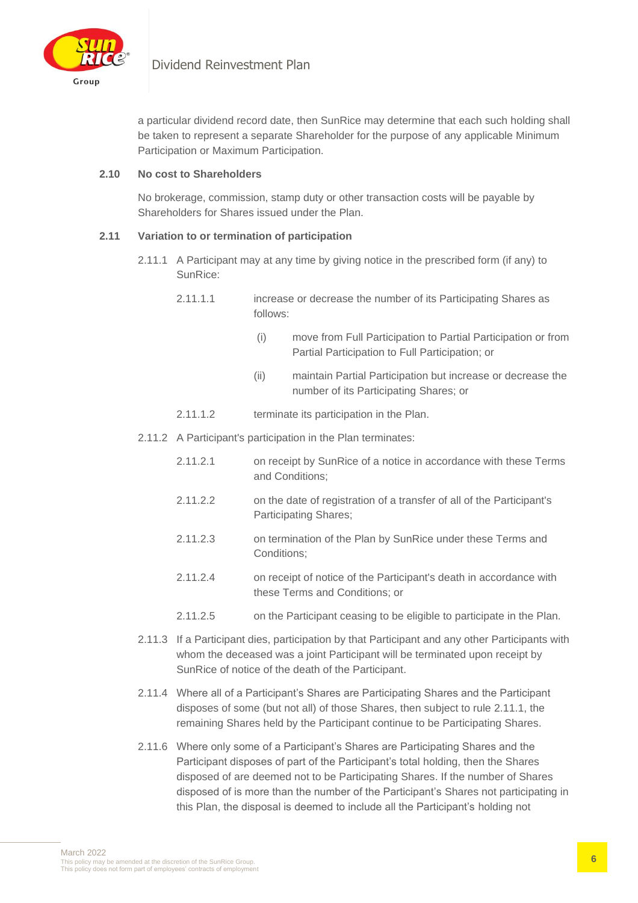a particular dividend record date, then SunRice may determine that each such holding shall be taken to represent a separate Shareholder for the purpose of any applicable Minimum Participation or Maximum Participation.

**2.10 No cost to Shareholders**

No brokerage, commission, stamp duty or other transaction costs will be payable by Shareholders for Shares issued under the Plan.

**2.11 Variation to or termination of participation**

2.11.1 A Participant may at any time by giving notice in the prescribed form (if any) to SunRice:

2.11.1.1 increase or decrease the number of its Participating Shares as follows:

(i) move from Full Participation to Partial Participation or from Partial Participation to Full Participation; or

(ii) maintain Partial Participation but increase or decrease the number of its Participating Shares; or

2.11.1.2 terminate its participation in the Plan.

2.11.2 A Participant's participation in the Plan terminates:

2.11.2.1 on receipt by SunRice of a notice in accordance with these Terms and Conditions;

2.11.2.2 on the date of registration of a transfer of all of the Participant's Participating Shares;

2.11.2.3 on termination of the Plan by SunRice under these Terms and Conditions;

2.11.2.4 on receipt of notice of the Participant's death in accordance with these Terms and Conditions; or

2.11.2.5 on the Participant ceasing to be eligible to participate in the Plan.

2.11.3 If a Participant dies, participation by that Participant and any other Participants with whom the deceased was a joint Participant will be terminated upon receipt by SunRice of notice of the death of the Participant.

2.11.4 Where all of a Participant's Shares are Participating Shares and the Participant disposes of some (but not all) of those Shares, then subject to rule 2.11.1, the remaining Shares held by the Participant continue to be Participating Shares.

2.11.6 Where only some of a Participant's Shares are Participating Shares and the Participant disposes of part of the Participant's total holding, then the Shares disposed of are deemed not to be Participating Shares. If the number of Shares disposed of is more than the number of the Participant's Shares not participating in this Plan, the disposal is deemed to include all the Participant's holding not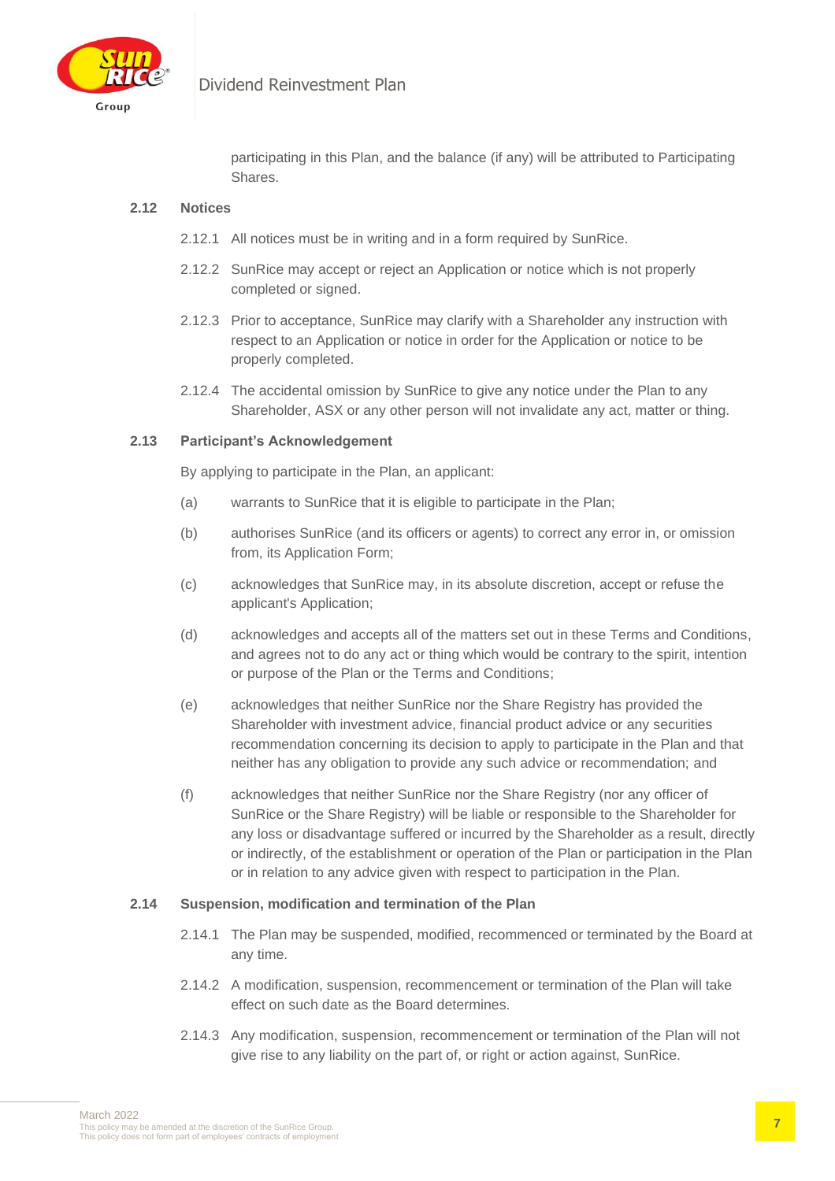participating in this Plan, and the balance (if any) will be attributed to Participating Shares.

### 2.12 Notices

2.12.1 All notices must be in writing and in a form required by SunRice.

2.12.2 SunRice may accept or reject an Application or notice which is not properly completed or signed.

2.12.3 Prior to acceptance, SunRice may clarify with a Shareholder any instruction with respect to an Application or notice in order for the Application or notice to be properly completed.

2.12.4 The accidental omission by SunRice to give any notice under the Plan to any Shareholder, ASX or any other person will not invalidate any act, matter or thing.

### 2.13 Participant's Acknowledgement

By applying to participate in the Plan, an applicant:

(a) warrants to SunRice that it is eligible to participate in the Plan;

(b) authorises SunRice (and its officers or agents) to correct any error in, or omission from, its Application Form;

(c) acknowledges that SunRice may, in its absolute discretion, accept or refuse the applicant's Application;

(d) acknowledges and accepts all of the matters set out in these Terms and Conditions, and agrees not to do any act or thing which would be contrary to the spirit, intention or purpose of the Plan or the Terms and Conditions;

(e) acknowledges that neither SunRice nor the Share Registry has provided the Shareholder with investment advice, financial product advice or any securities recommendation concerning its decision to apply to participate in the Plan and that neither has any obligation to provide any such advice or recommendation; and

(f) acknowledges that neither SunRice nor the Share Registry (nor any officer of SunRice or the Share Registry) will be liable or responsible to the Shareholder for any loss or disadvantage suffered or incurred by the Shareholder as a result, directly or indirectly, of the establishment or operation of the Plan or participation in the Plan or in relation to any advice given with respect to participation in the Plan.

### 2.14 Suspension, modification and termination of the Plan

2.14.1 The Plan may be suspended, modified, recommenced or terminated by the Board at any time.

2.14.2 A modification, suspension, recommencement or termination of the Plan will take effect on such date as the Board determines.

2.14.3 Any modification, suspension, recommencement or termination of the Plan will not give rise to any liability on the part of, or right or action against, SunRice.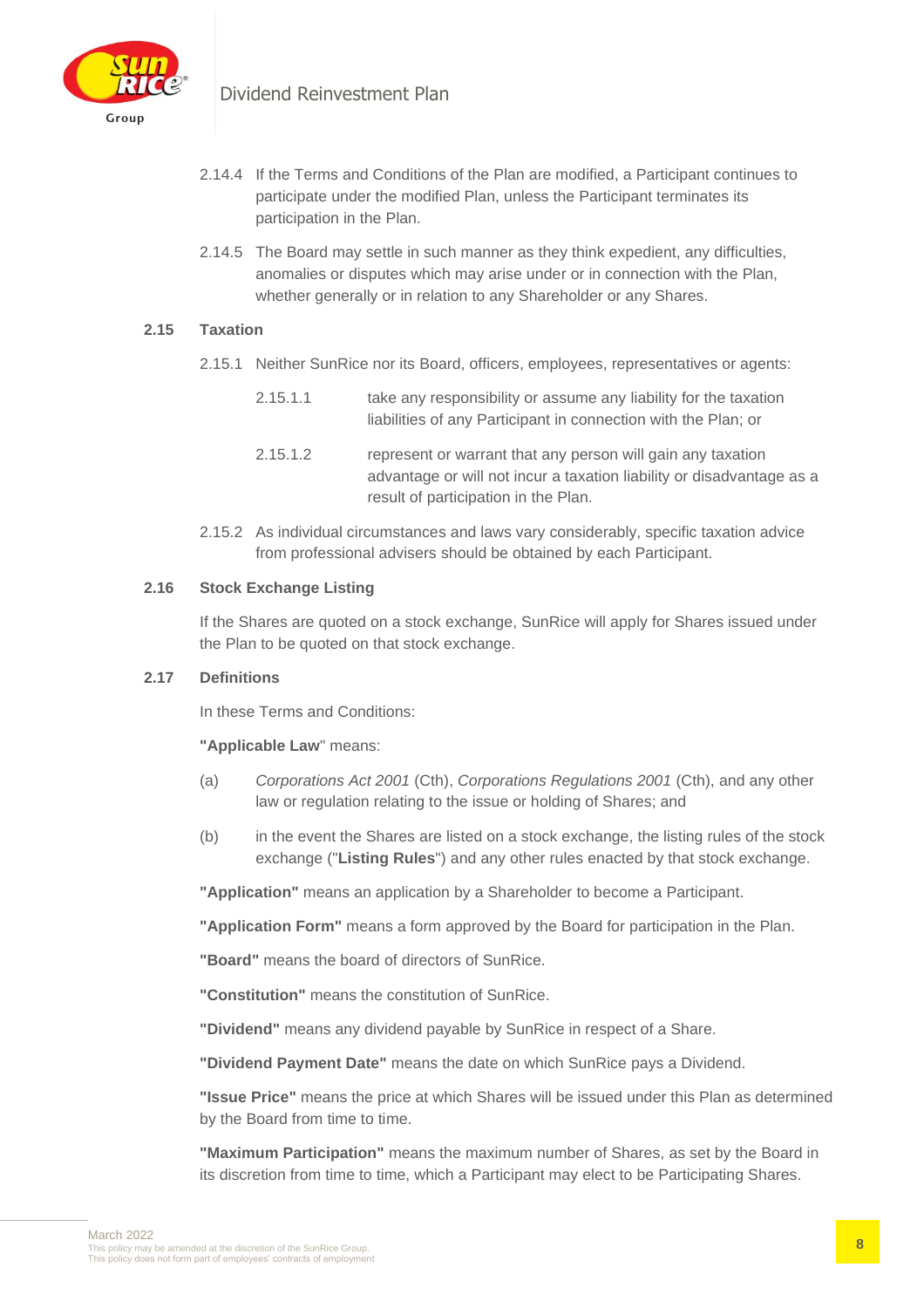2.14.4 If the Terms and Conditions of the Plan are modified, a Participant continues to participate under the modified Plan, unless the Participant terminates its participation in the Plan.

2.14.5 The Board may settle in such manner as they think expedient, any difficulties, anomalies or disputes which may arise under or in connection with the Plan, whether generally or in relation to any Shareholder or any Shares.

### 2.15 Taxation

2.15.1 Neither SunRice nor its Board, officers, employees, representatives or agents:

2.15.1.1 take any responsibility or assume any liability for the taxation liabilities of any Participant in connection with the Plan; or

2.15.1.2 represent or warrant that any person will gain any taxation advantage or will not incur a taxation liability or disadvantage as a result of participation in the Plan.

2.15.2 As individual circumstances and laws vary considerably, specific taxation advice from professional advisers should be obtained by each Participant.

### 2.16 Stock Exchange Listing

If the Shares are quoted on a stock exchange, SunRice will apply for Shares issued under the Plan to be quoted on that stock exchange.

### 2.17 Definitions

In these Terms and Conditions:

**"Applicable Law**" means:

(a) *Corporations Act 2001* (Cth), *Corporations Regulations 2001* (Cth), and any other law or regulation relating to the issue or holding of Shares; and

(b) in the event the Shares are listed on a stock exchange, the listing rules of the stock exchange ("**Listing Rules**") and any other rules enacted by that stock exchange.

**"Application"** means an application by a Shareholder to become a Participant.

**"Application Form"** means a form approved by the Board for participation in the Plan.

**"Board"** means the board of directors of SunRice.

**"Constitution"** means the constitution of SunRice.

**"Dividend"** means any dividend payable by SunRice in respect of a Share.

**"Dividend Payment Date"** means the date on which SunRice pays a Dividend.

**"Issue Price"** means the price at which Shares will be issued under this Plan as determined by the Board from time to time.

**"Maximum Participation"** means the maximum number of Shares, as set by the Board in its discretion from time to time, which a Participant may elect to be Participating Shares.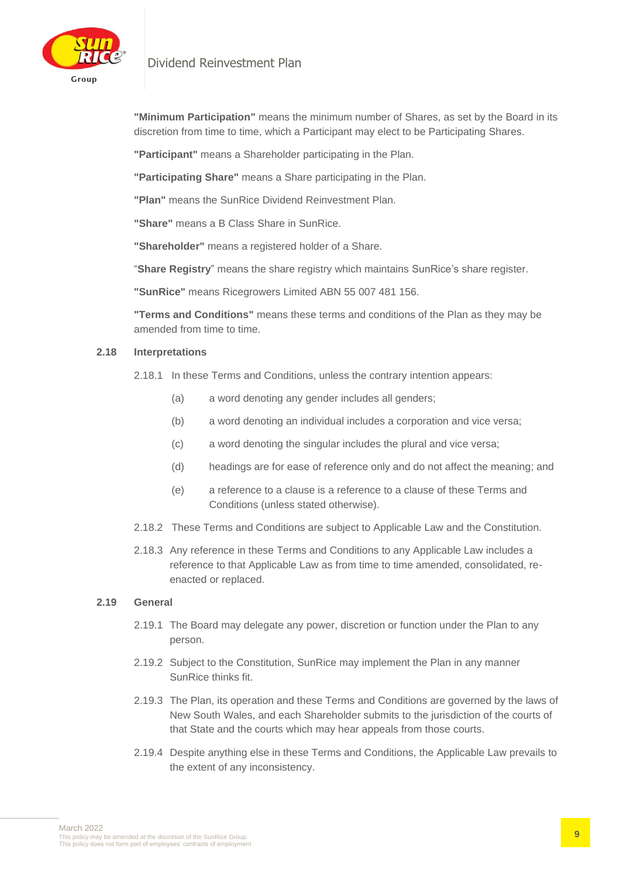**"Minimum Participation"** means the minimum number of Shares, as set by the Board in its discretion from time to time, which a Participant may elect to be Participating Shares.

**"Participant"** means a Shareholder participating in the Plan.

**"Participating Share"** means a Share participating in the Plan.

**"Plan"** means the SunRice Dividend Reinvestment Plan.

**"Share"** means a B Class Share in SunRice.

**"Shareholder"** means a registered holder of a Share.

"**Share Registry**" means the share registry which maintains SunRice's share register.

**"SunRice"** means Ricegrowers Limited ABN 55 007 481 156.

**"Terms and Conditions"** means these terms and conditions of the Plan as they may be amended from time to time.

### 2.18 Interpretations

2.18.1 In these Terms and Conditions, unless the contrary intention appears:

(a) a word denoting any gender includes all genders;

(b) a word denoting an individual includes a corporation and vice versa;

(c) a word denoting the singular includes the plural and vice versa;

(d) headings are for ease of reference only and do not affect the meaning; and

(e) a reference to a clause is a reference to a clause of these Terms and Conditions (unless stated otherwise).

2.18.2 These Terms and Conditions are subject to Applicable Law and the Constitution.

2.18.3 Any reference in these Terms and Conditions to any Applicable Law includes a reference to that Applicable Law as from time to time amended, consolidated, re-enacted or replaced.

### 2.19 General

2.19.1 The Board may delegate any power, discretion or function under the Plan to any person.

2.19.2 Subject to the Constitution, SunRice may implement the Plan in any manner SunRice thinks fit.

2.19.3 The Plan, its operation and these Terms and Conditions are governed by the laws of New South Wales, and each Shareholder submits to the jurisdiction of the courts of that State and the courts which may hear appeals from those courts.

2.19.4 Despite anything else in these Terms and Conditions, the Applicable Law prevails to the extent of any inconsistency.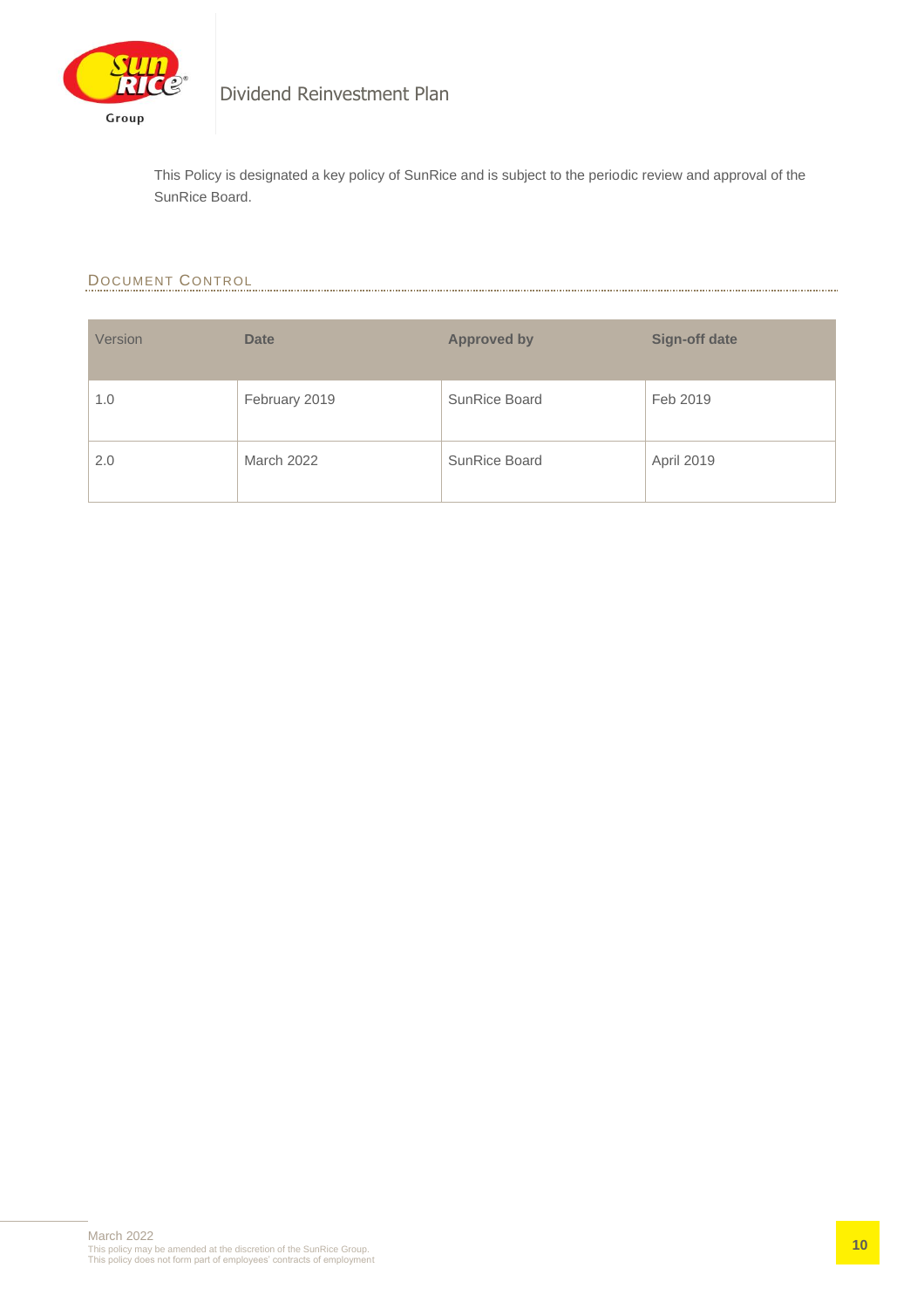This Policy is designated a key policy of SunRice and is subject to the periodic review and approval of the SunRice Board.

## DOCUMENT CONTROL

| Version | Date | Approved by | Sign-off date |
|---|---|---|---|
| 1.0 | February 2019 | SunRice Board | Feb 2019 |
| 2.0 | March 2022 | SunRice Board | April 2019 |